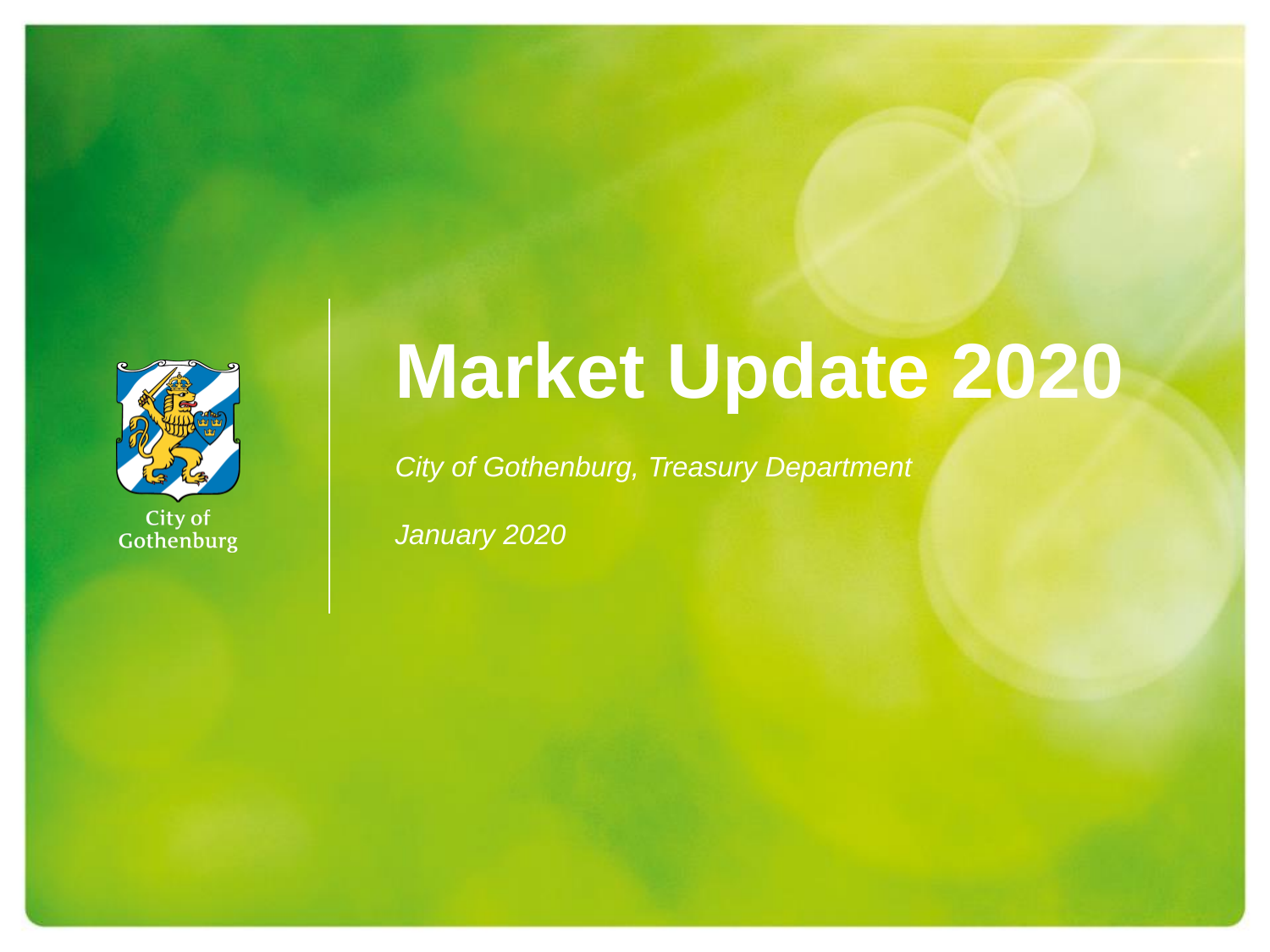City of Gothenburg

# Market Update 2020

*City of Gothenburg, Treasury Department*

*January 2020*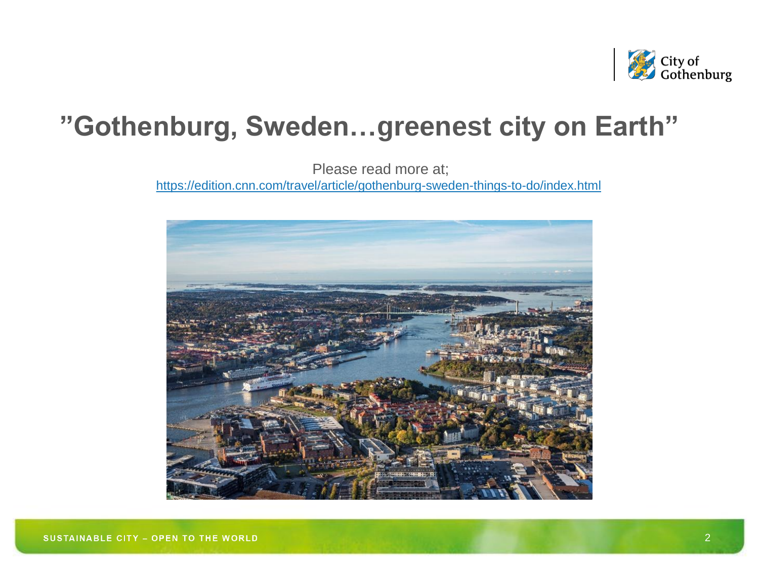# ”Gothenburg, Sweden…greenest city on Earth”

Please read more at;
https://edition.cnn.com/travel/article/gothenburg-sweden-things-to-do/index.html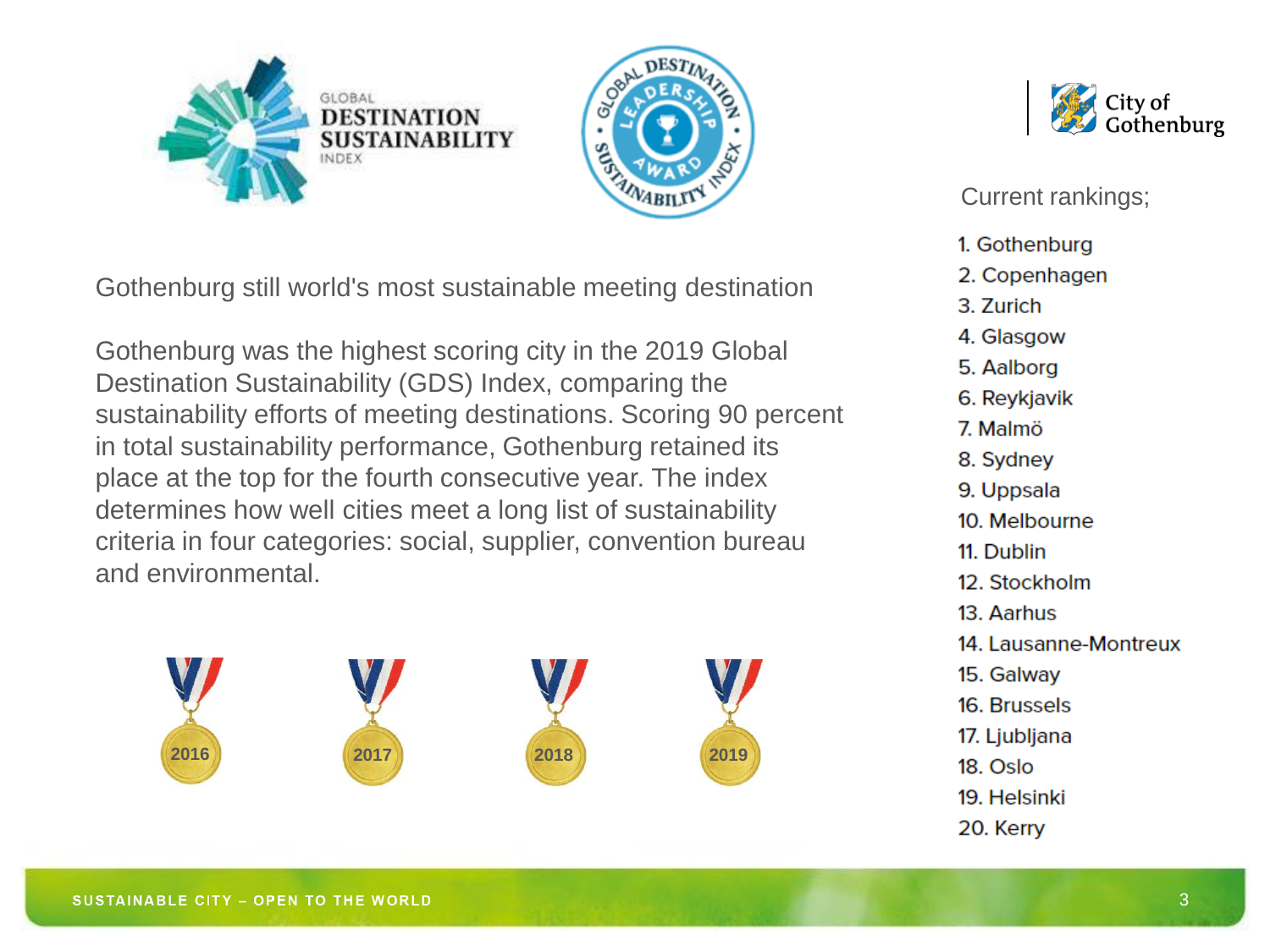GLOBAL DESTINATION SUSTAINABILITY INDEX

City of Gothenburg

## Gothenburg still world's most sustainable meeting destination

Gothenburg was the highest scoring city in the 2019 Global Destination Sustainability (GDS) Index, comparing the sustainability efforts of meeting destinations. Scoring 90 percent in total sustainability performance, Gothenburg retained its place at the top for the fourth consecutive year. The index determines how well cities meet a long list of sustainability criteria in four categories: social, supplier, convention bureau and environmental.

2016 2017 2018 2019

Current rankings;

1. Gothenburg
2. Copenhagen
3. Zurich
4. Glasgow
5. Aalborg
6. Reykjavik
7. Malmö
8. Sydney
9. Uppsala
10. Melbourne
11. Dublin
12. Stockholm
13. Aarhus
14. Lausanne-Montreux
15. Galway
16. Brussels
17. Ljubljana
18. Oslo
19. Helsinki
20. Kerry

SUSTAINABLE CITY – OPEN TO THE WORLD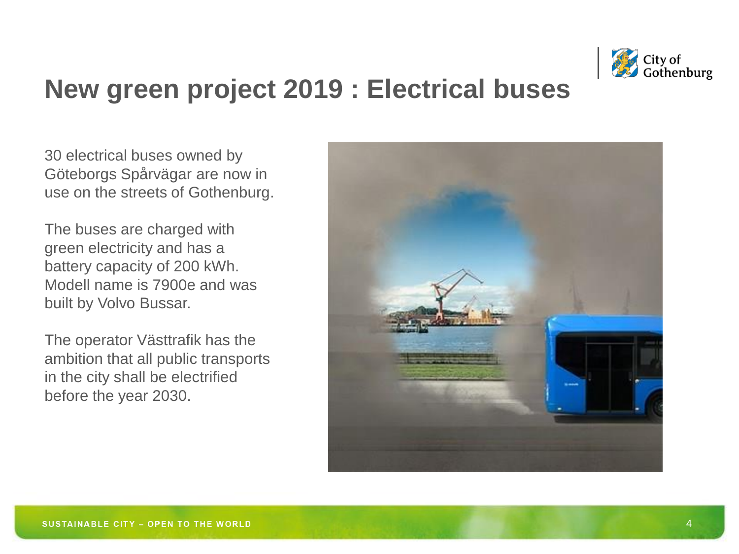# New green project 2019 : Electrical buses

30 electrical buses owned by Göteborgs Spårvägar are now in use on the streets of Gothenburg.

The buses are charged with green electricity and has a battery capacity of 200 kWh. Modell name is 7900e and was built by Volvo Bussar.

The operator Västtrafik has the ambition that all public transports in the city shall be electrified before the year 2030.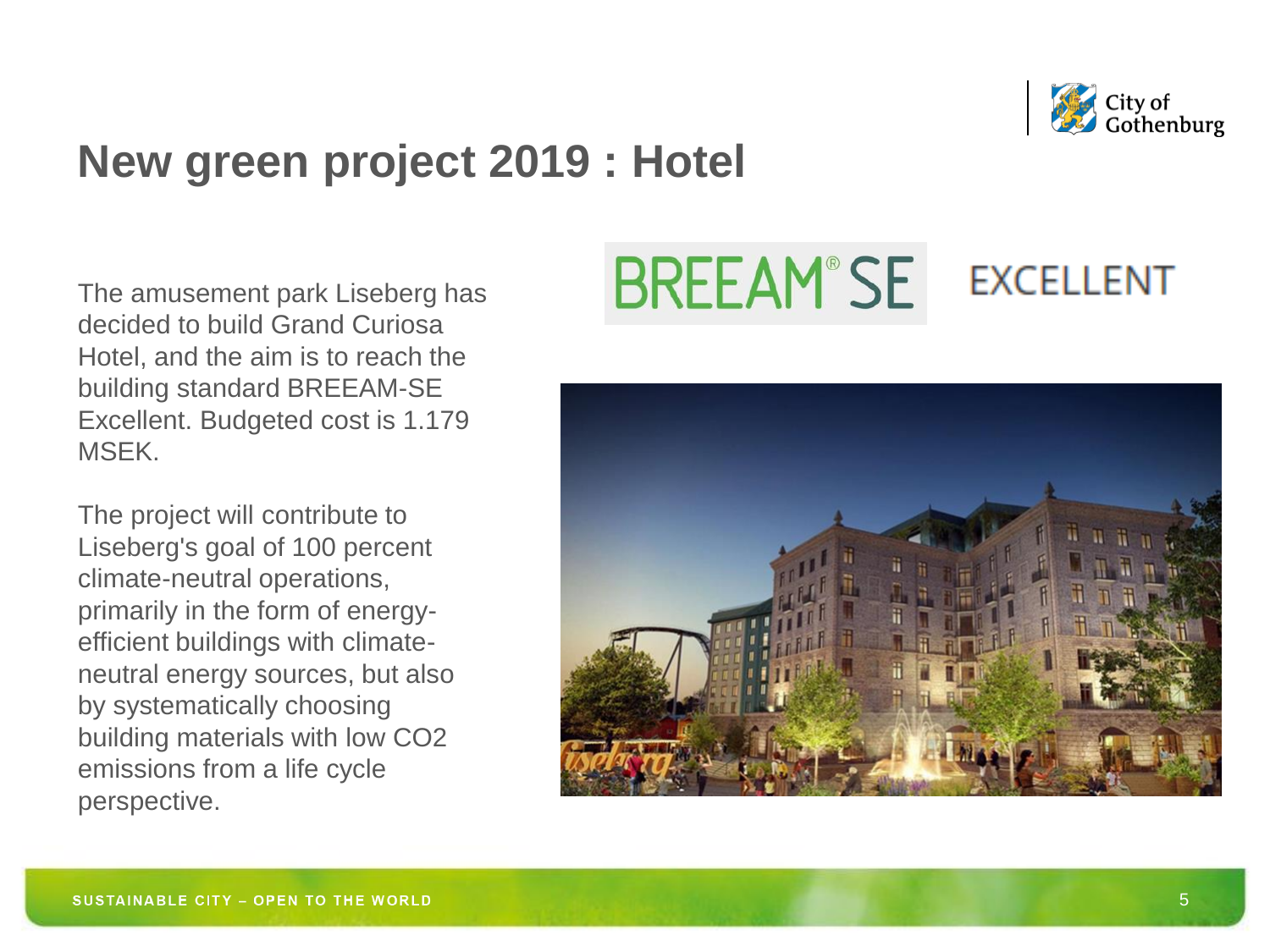# New green project 2019 : Hotel

The amusement park Liseberg has decided to build Grand Curiosa Hotel, and the aim is to reach the building standard BREEAM-SE Excellent. Budgeted cost is 1.179 MSEK.

The project will contribute to Liseberg's goal of 100 percent climate-neutral operations, primarily in the form of energy-efficient buildings with climate-neutral energy sources, but also by systematically choosing building materials with low $CO_2$ emissions from a life cycle perspective.

BREEAM® SE EXCELLENT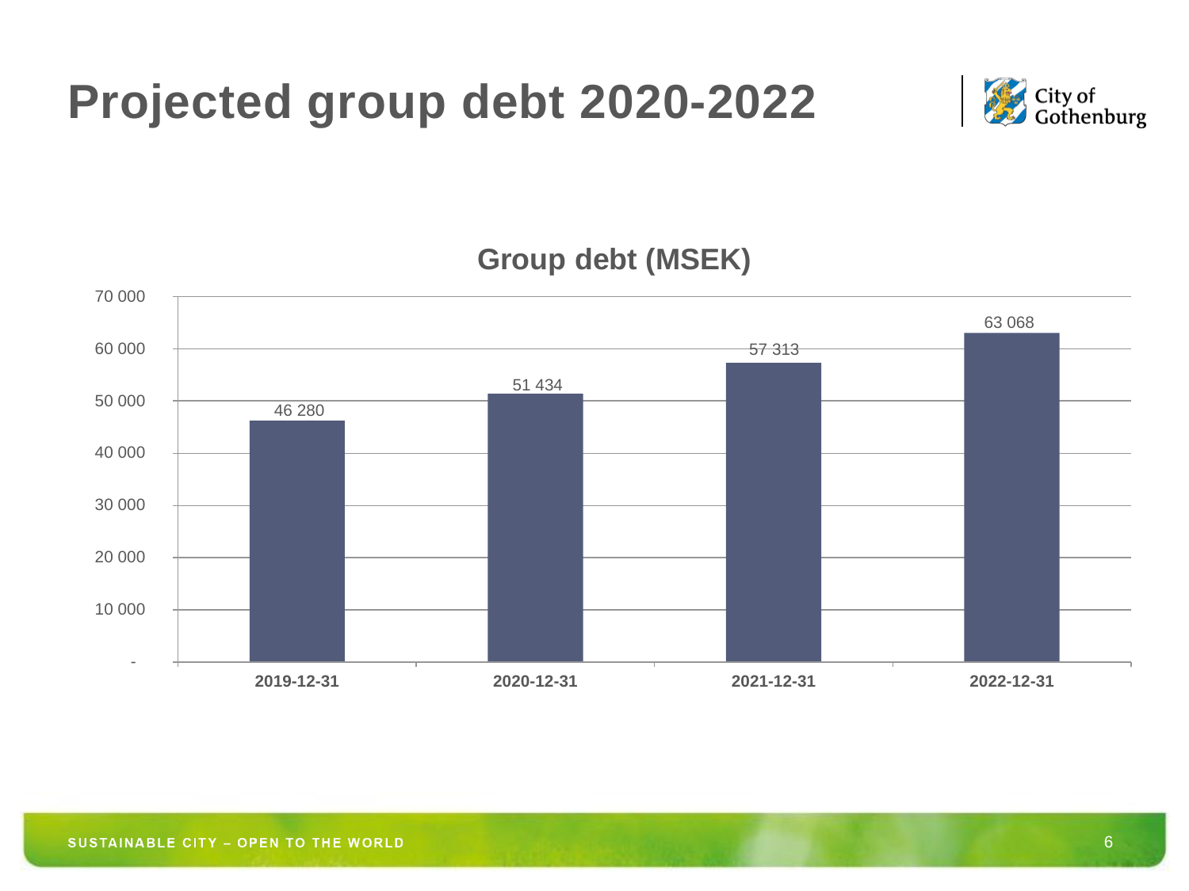# Projected group debt 2020-2022

**Group debt (MSEK)**

| Date | Group debt (MSEK) |
|---|---|
| 2019-12-31 | 46 280 |
| 2020-12-31 | 51 434 |
| 2021-12-31 | 57 313 |
| 2022-12-31 | 63 068 |

SUSTAINABLE CITY – OPEN TO THE WORLD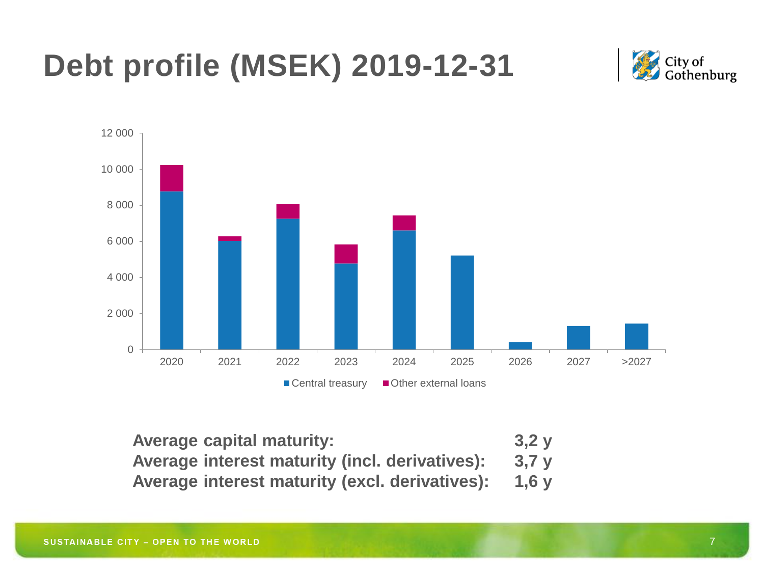# Debt profile (MSEK) 2019-12-31

**Average capital maturity: 3,2 y**

**Average interest maturity (incl. derivatives): 3,7 y**

**Average interest maturity (excl. derivatives): 1,6 y**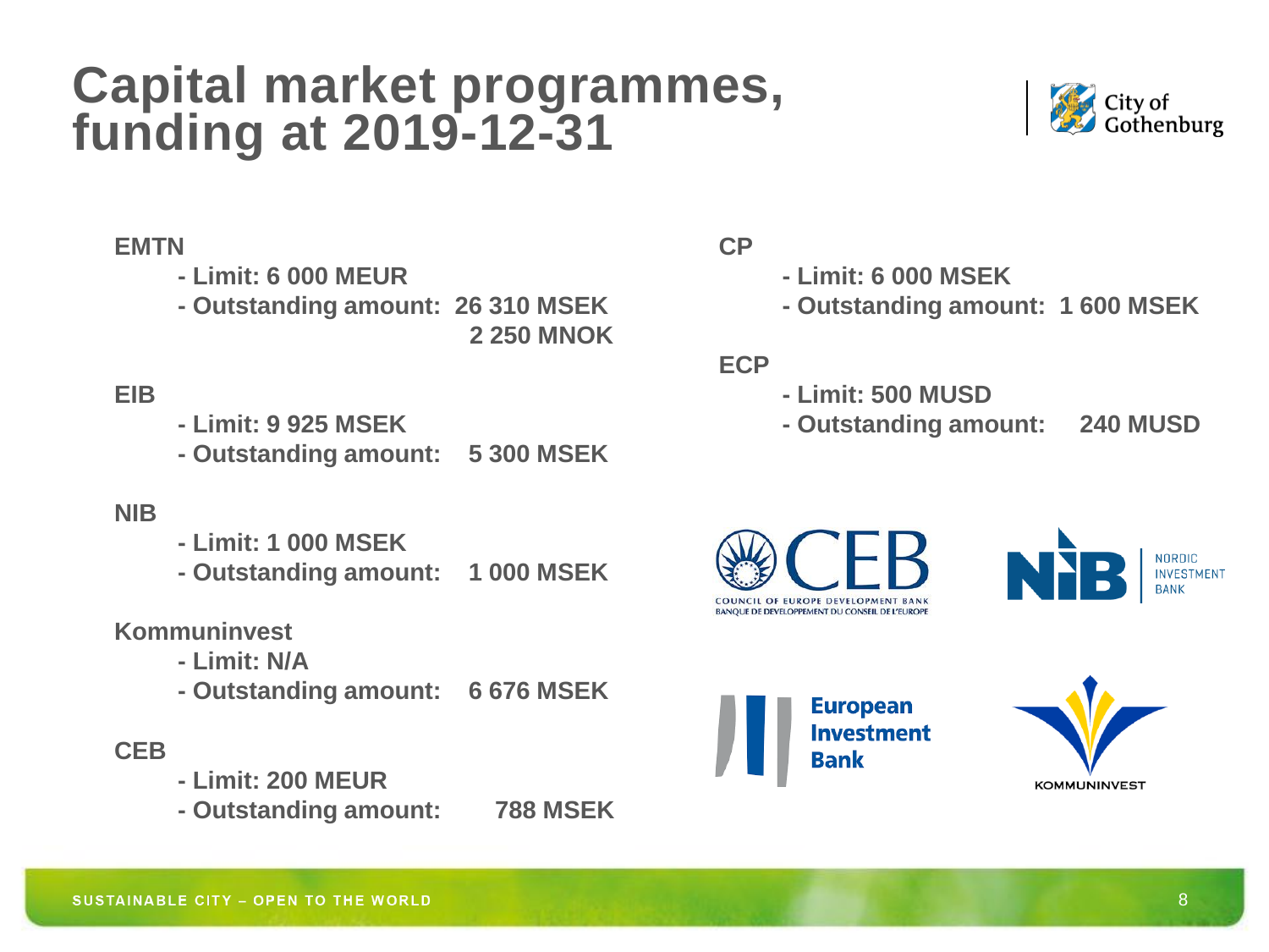# Capital market programmes, funding at 2019-12-31

**EMTN**

- Limit: 6 000 MEUR
- Outstanding amount: 26 310 MSEK
  2 250 MNOK

**EIB**

- Limit: 9 925 MSEK
- Outstanding amount: 5 300 MSEK

**NIB**

- Limit: 1 000 MSEK
- Outstanding amount: 1 000 MSEK

**Kommuninvest**

- Limit: N/A
- Outstanding amount: 6 676 MSEK

**CEB**

- Limit: 200 MEUR
- Outstanding amount: 788 MSEK

**CP**

- Limit: 6 000 MSEK
- Outstanding amount: 1 600 MSEK

**ECP**

- Limit: 500 MUSD
- Outstanding amount: 240 MUSD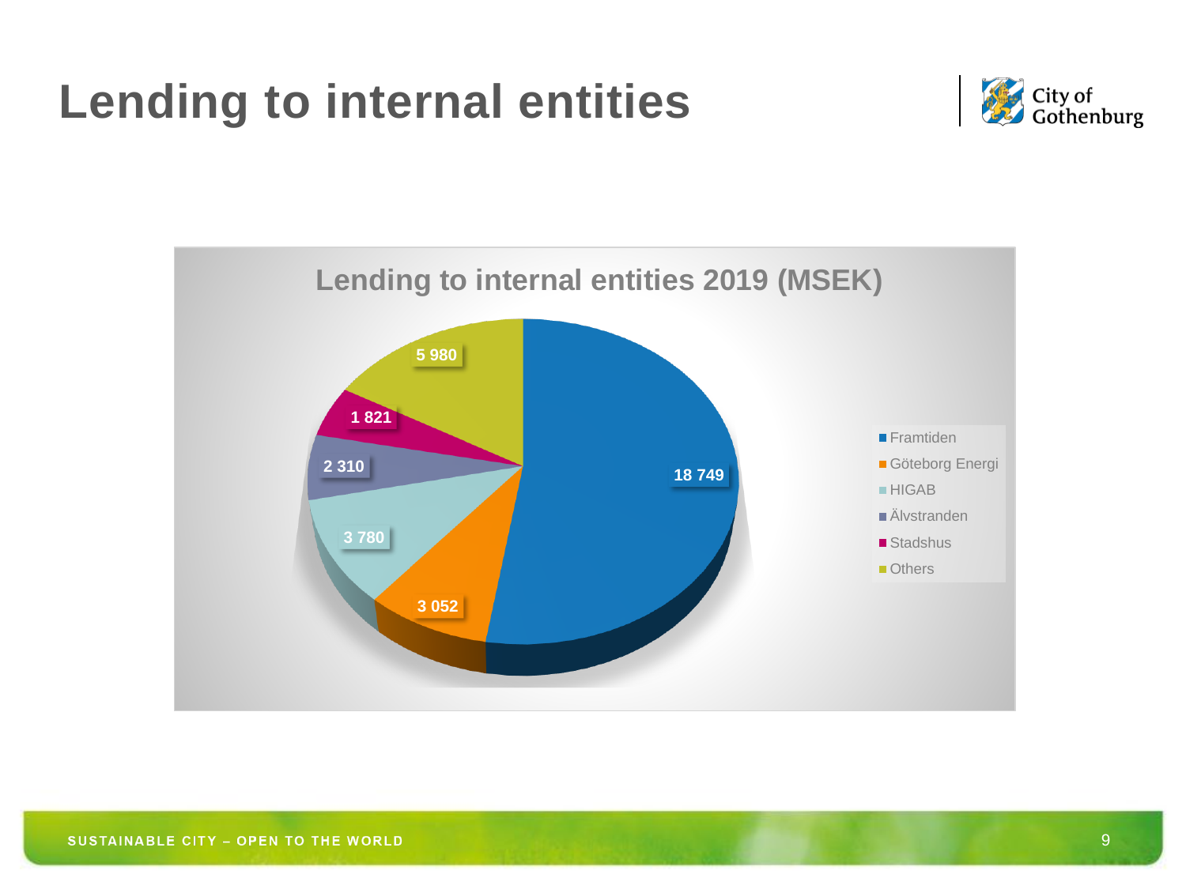# Lending to internal entities

## Lending to internal entities 2019 (MSEK)

| Entity | MSEK |
| --- | --- |
| Framtiden | 18 749 |
| Göteborg Energi | 3 052 |
| HIGAB | 3 780 |
| Älvstranden | 2 310 |
| Stadshus | 1 821 |
| Others | 5 980 |

SUSTAINABLE CITY – OPEN TO THE WORLD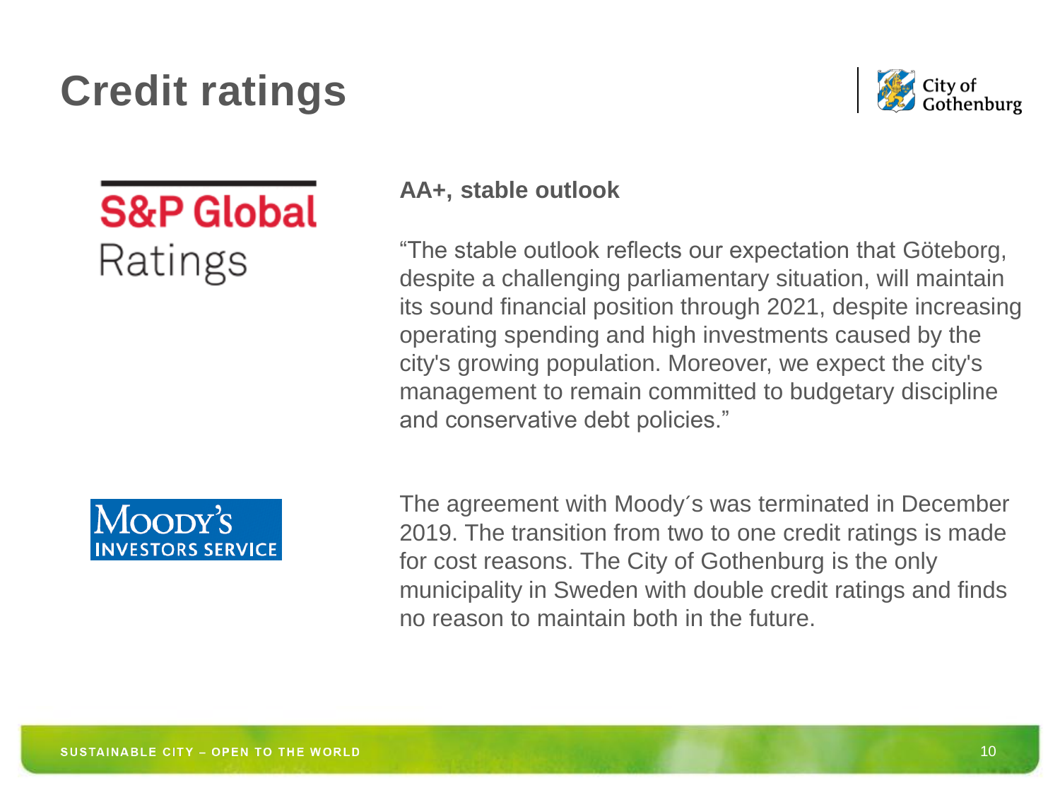# Credit ratings

**S&P Global Ratings**

**AA+, stable outlook**

"The stable outlook reflects our expectation that Göteborg, despite a challenging parliamentary situation, will maintain its sound financial position through 2021, despite increasing operating spending and high investments caused by the city's growing population. Moreover, we expect the city's management to remain committed to budgetary discipline and conservative debt policies."

**Moody's Investors Service**

The agreement with Moody´s was terminated in December 2019. The transition from two to one credit ratings is made for cost reasons. The City of Gothenburg is the only municipality in Sweden with double credit ratings and finds no reason to maintain both in the future.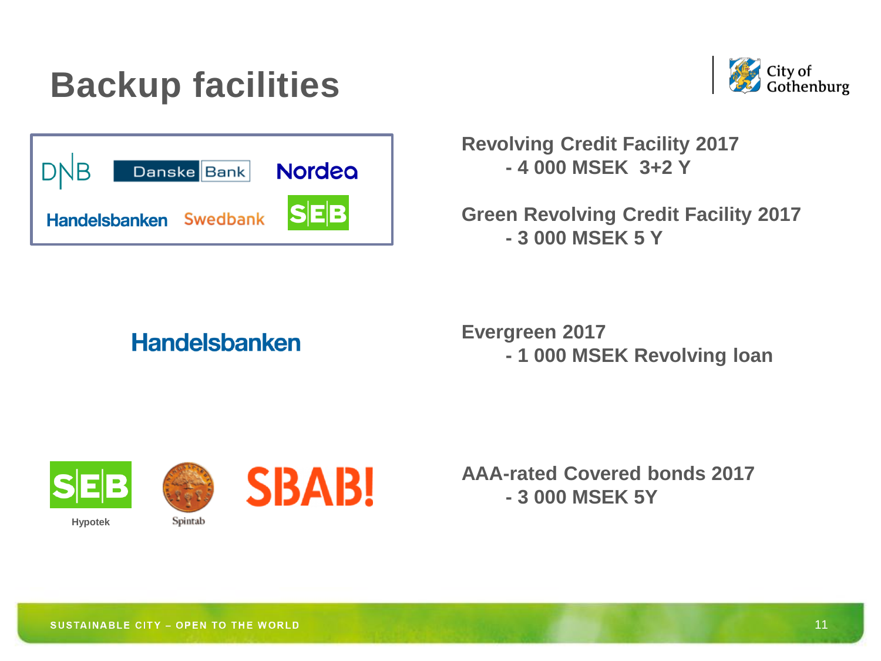# Backup facilities

DNB, Danske Bank, Nordea, Handelsbanken, Swedbank, SEB

**Revolving Credit Facility 2017**
- **4 000 MSEK 3+2 Y**

**Green Revolving Credit Facility 2017**
- **3 000 MSEK 5 Y**

Handelsbanken

**Evergreen 2017**
- **1 000 MSEK Revolving loan**

SEB Hypotek, Spintab, SBAB!

**AAA-rated Covered bonds 2017**
- **3 000 MSEK 5Y**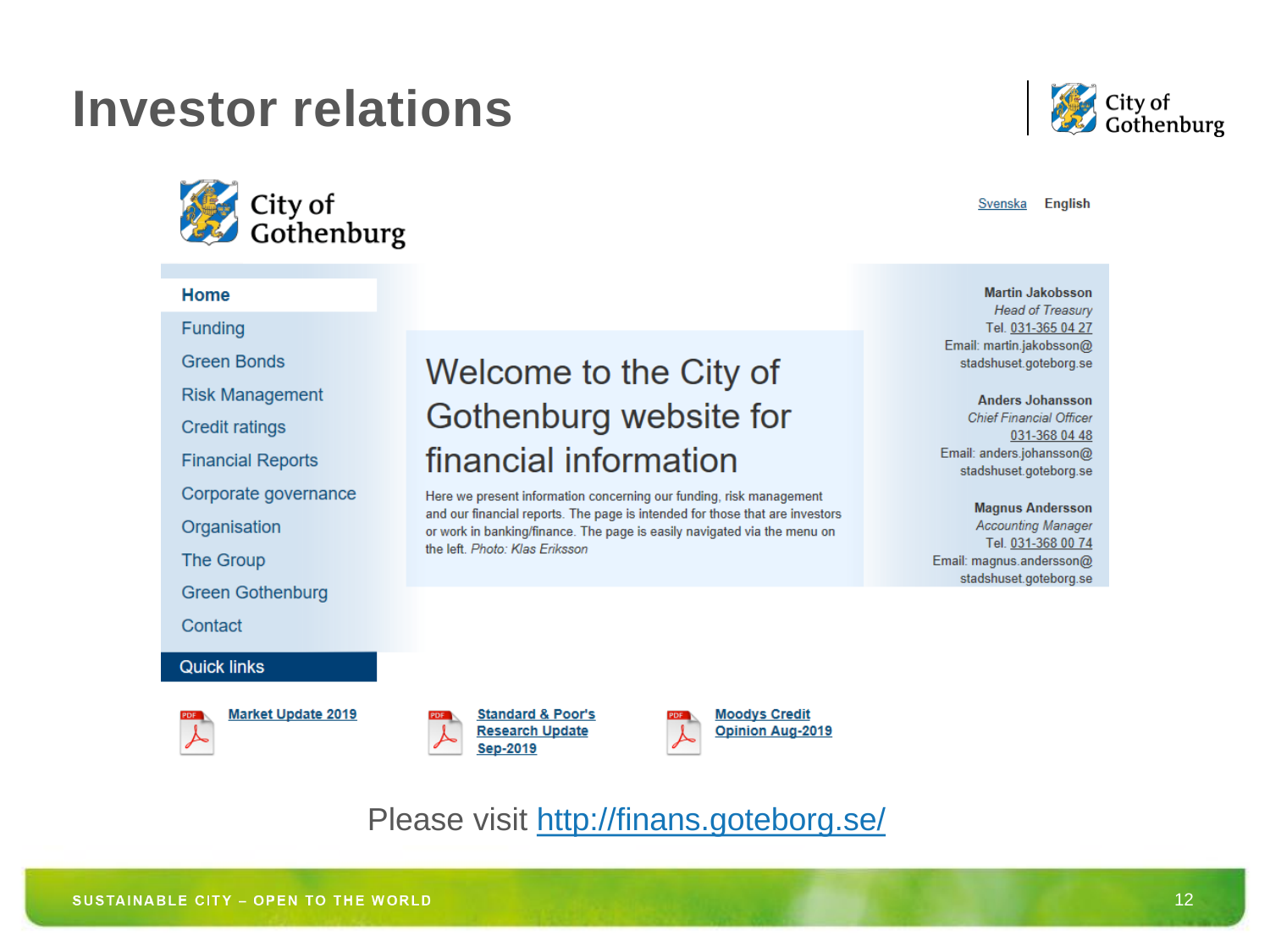# Investor relations

City of Gothenburg

City of Gothenburg

Svenska English

- Home
- Funding
- Green Bonds
- Risk Management
- Credit ratings
- Financial Reports
- Corporate governance
- Organisation
- The Group
- Green Gothenburg
- Contact

## Welcome to the City of Gothenburg website for financial information

Here we present information concerning our funding, risk management and our financial reports. The page is intended for those that are investors or work in banking/finance. The page is easily navigated via the menu on the left. *Photo: Klas Eriksson*

**Martin Jakobsson**
*Head of Treasury*
Tel. 031-365 04 27
Email: martin.jakobsson@stadshuset.goteborg.se

**Anders Johansson**
*Chief Financial Officer*
031-368 04 48
Email: anders.johansson@stadshuset.goteborg.se

**Magnus Andersson**
*Accounting Manager*
Tel. 031-368 00 74
Email: magnus.andersson@stadshuset.goteborg.se

**Quick links**

- Market Update 2019
- Standard & Poor's Research Update Sep-2019
- Moodys Credit Opinion Aug-2019

Please visit http://finans.goteborg.se/

SUSTAINABLE CITY – OPEN TO THE WORLD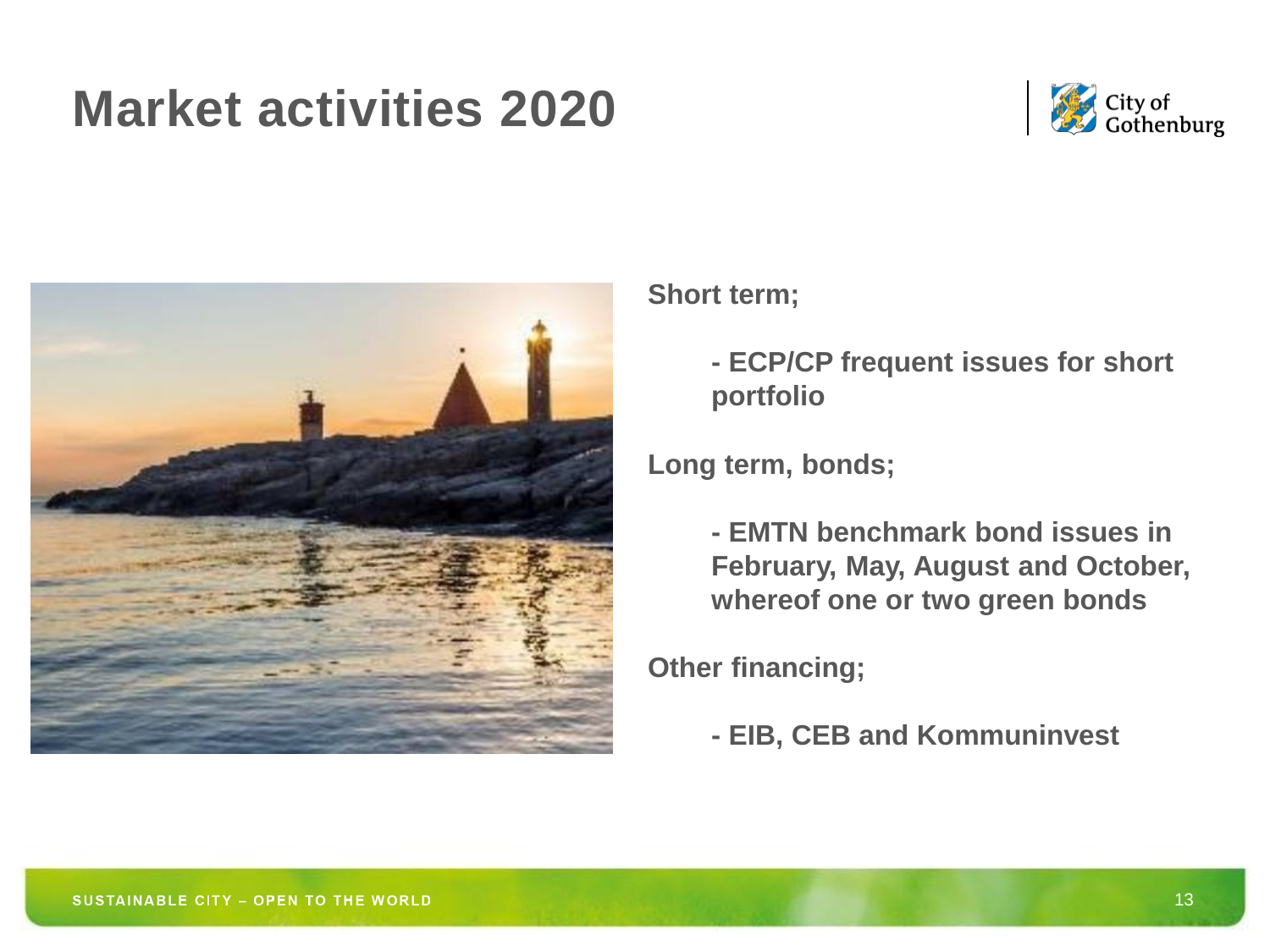# Market activities 2020

**Short term;**

- **ECP/CP frequent issues for short portfolio**

**Long term, bonds;**

- **EMTN benchmark bond issues in February, May, August and October, whereof one or two green bonds**

**Other financing;**

- **EIB, CEB and Kommuninvest**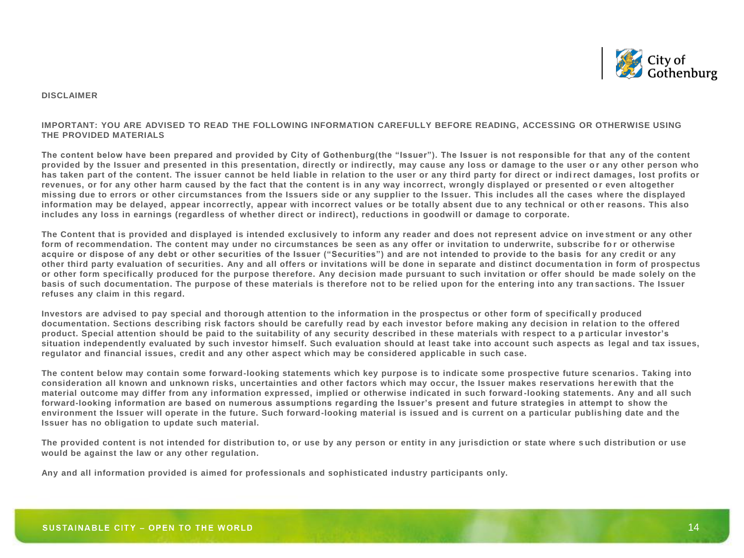## DISCLAIMER

**IMPORTANT: YOU ARE ADVISED TO READ THE FOLLOWING INFORMATION CAREFULLY BEFORE READING, ACCESSING OR OTHERWISE USING THE PROVIDED MATERIALS**

**The content below have been prepared and provided by City of Gothenburg(the "Issuer"). The Issuer is not responsible for that any of the content provided by the Issuer and presented in this presentation, directly or indirectly, may cause any loss or damage to the user or any other person who has taken part of the content. The issuer cannot be held liable in relation to the user or any third party for direct or indirect damages, lost profits or revenues, or for any other harm caused by the fact that the content is in any way incorrect, wrongly displayed or presented or even altogether missing due to errors or other circumstances from the Issuers side or any supplier to the Issuer. This includes all the cases where the displayed information may be delayed, appear incorrectly, appear with incorrect values or be totally absent due to any technical or other reasons. This also includes any loss in earnings (regardless of whether direct or indirect), reductions in goodwill or damage to corporate.**

**The Content that is provided and displayed is intended exclusively to inform any reader and does not represent advice on investment or any other form of recommendation. The content may under no circumstances be seen as any offer or invitation to underwrite, subscribe for or otherwise acquire or dispose of any debt or other securities of the Issuer ("Securities") and are not intended to provide to the basis for any credit or any other third party evaluation of securities. Any and all offers or invitations will be done in separate and distinct documentation in form of prospectus or other form specifically produced for the purpose therefore. Any decision made pursuant to such invitation or offer should be made solely on the basis of such documentation. The purpose of these materials is therefore not to be relied upon for the entering into any transactions. The Issuer refuses any claim in this regard.**

**Investors are advised to pay special and thorough attention to the information in the prospectus or other form of specifically produced documentation. Sections describing risk factors should be carefully read by each investor before making any decision in relation to the offered product. Special attention should be paid to the suitability of any security described in these materials with respect to a particular investor's situation independently evaluated by such investor himself. Such evaluation should at least take into account such aspects as legal and tax issues, regulator and financial issues, credit and any other aspect which may be considered applicable in such case.**

**The content below may contain some forward-looking statements which key purpose is to indicate some prospective future scenarios. Taking into consideration all known and unknown risks, uncertainties and other factors which may occur, the Issuer makes reservations herewith that the material outcome may differ from any information expressed, implied or otherwise indicated in such forward-looking statements. Any and all such forward-looking information are based on numerous assumptions regarding the Issuer's present and future strategies in attempt to show the environment the Issuer will operate in the future. Such forward-looking material is issued and is current on a particular publishing date and the Issuer has no obligation to update such material.**

**The provided content is not intended for distribution to, or use by any person or entity in any jurisdiction or state where such distribution or use would be against the law or any other regulation.**

**Any and all information provided is aimed for professionals and sophisticated industry participants only.**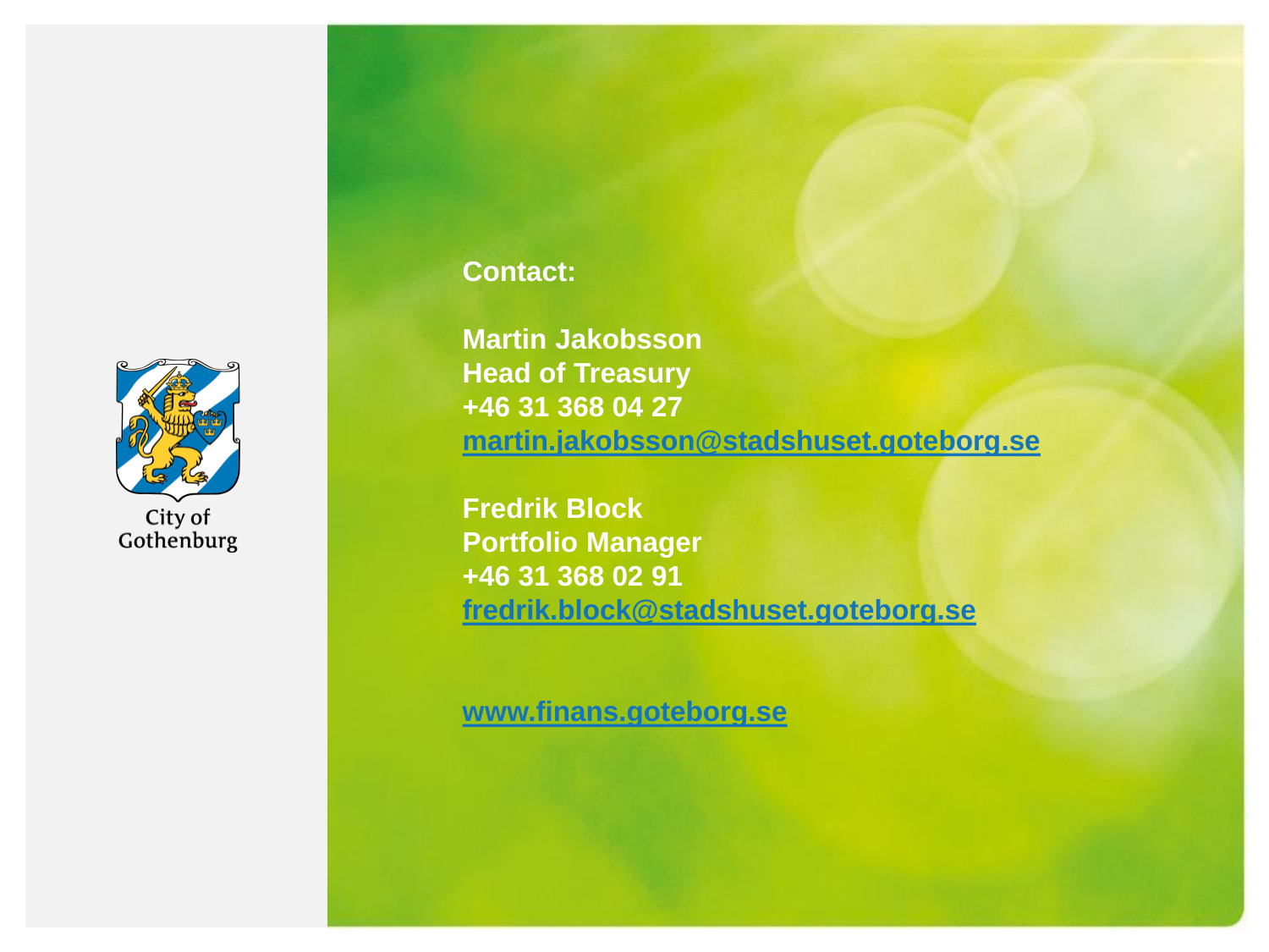City of Gothenburg

**Contact:**

**Martin Jakobsson**
**Head of Treasury**
**+46 31 368 04 27**
**martin.jakobsson@stadshuset.goteborg.se**

**Fredrik Block**
**Portfolio Manager**
**+46 31 368 02 91**
**fredrik.block@stadshuset.goteborg.se**

**www.finans.goteborg.se**